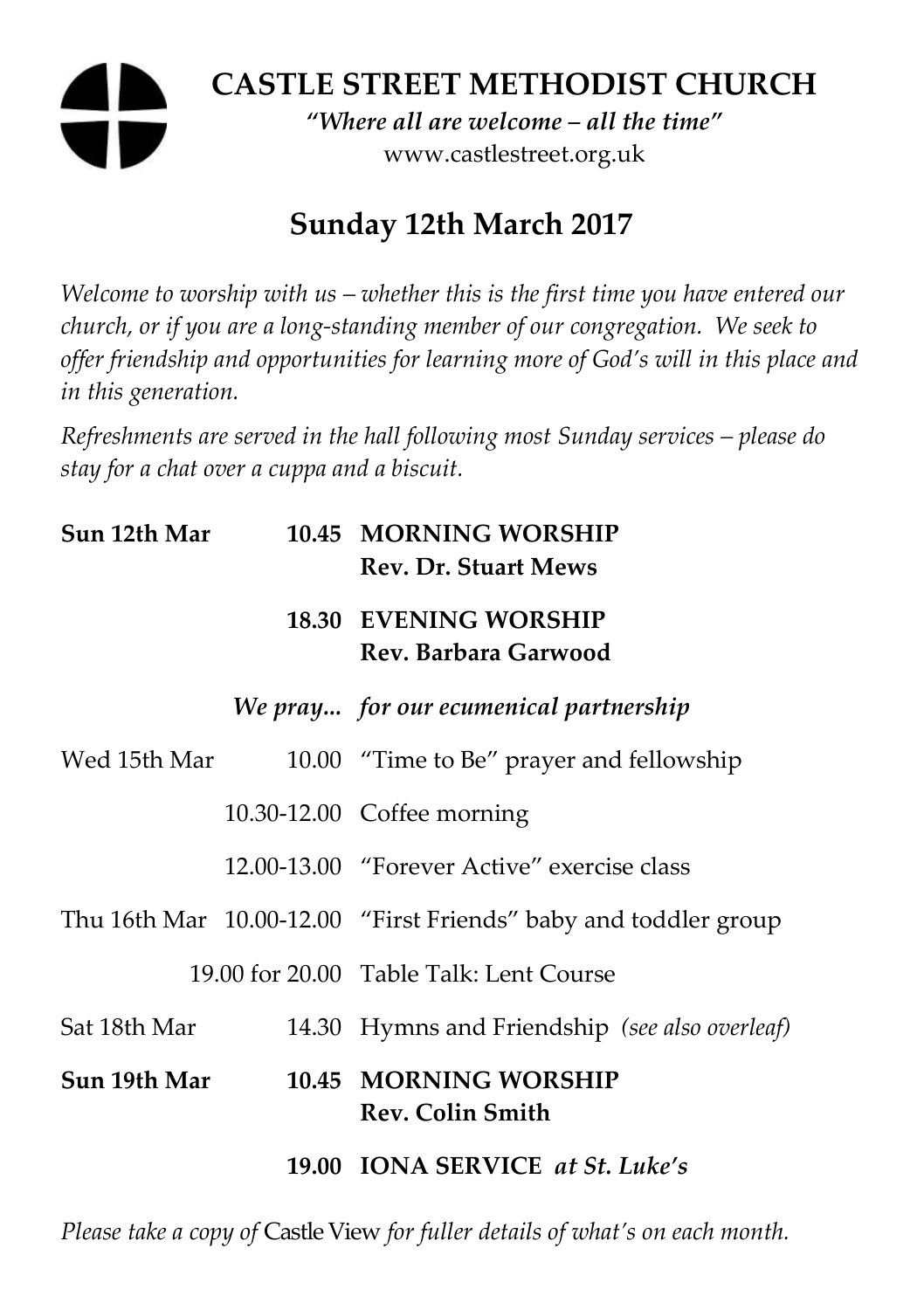# CASTLE STREET METHODIST CHURCH

*"Where all are welcome – all the time"*

www.castlestreet.org.uk

## Sunday 12th March 2017

*Welcome to worship with us – whether this is the first time you have entered our church, or if you are a long-standing member of our congregation. We seek to offer friendship and opportunities for learning more of God's will in this place and in this generation.*

*Refreshments are served in the hall following most Sunday services – please do stay for a chat over a cuppa and a biscuit.*

| | | |
|---|---|---|
| **Sun 12th Mar** | **10.45** | **MORNING WORSHIP**<br>**Rev. Dr. Stuart Mews** |
| | **18.30** | **EVENING WORSHIP**<br>**Rev. Barbara Garwood** |
| | ***We pray...*** | ***for our ecumenical partnership*** |
| Wed 15th Mar | 10.00 | "Time to Be" prayer and fellowship |
| | 10.30-12.00 | Coffee morning |
| | 12.00-13.00 | "Forever Active" exercise class |
| Thu 16th Mar | 10.00-12.00 | "First Friends" baby and toddler group |
| | 19.00 for 20.00 | Table Talk: Lent Course |
| Sat 18th Mar | 14.30 | Hymns and Friendship *(see also overleaf)* |
| **Sun 19th Mar** | **10.45** | **MORNING WORSHIP**<br>**Rev. Colin Smith** |
| | **19.00** | **IONA SERVICE** ***at St. Luke's*** |

*Please take a copy of* Castle View *for fuller details of what's on each month.*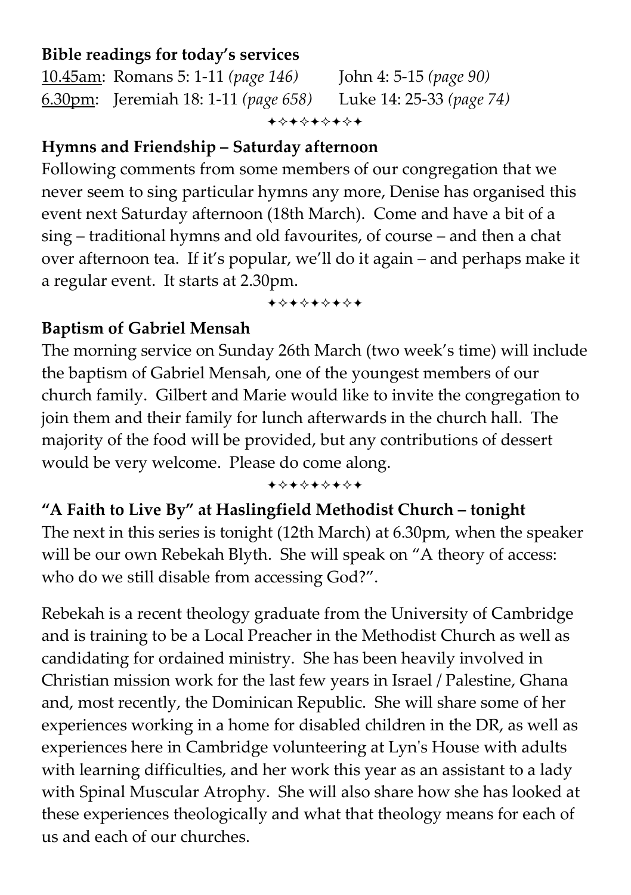**Bible readings for today's services**

10.45am: Romans 5: 1-11 *(page 146)* John 4: 5-15 *(page 90)*
6.30pm: Jeremiah 18: 1-11 *(page 658)* Luke 14: 25-33 *(page 74)*

✦✧✦✧✦✧✦✧✦

**Hymns and Friendship – Saturday afternoon**

Following comments from some members of our congregation that we never seem to sing particular hymns any more, Denise has organised this event next Saturday afternoon (18th March). Come and have a bit of a sing – traditional hymns and old favourites, of course – and then a chat over afternoon tea. If it's popular, we'll do it again – and perhaps make it a regular event. It starts at 2.30pm.

✦✧✦✧✦✧✦✧✦

**Baptism of Gabriel Mensah**

The morning service on Sunday 26th March (two week's time) will include the baptism of Gabriel Mensah, one of the youngest members of our church family. Gilbert and Marie would like to invite the congregation to join them and their family for lunch afterwards in the church hall. The majority of the food will be provided, but any contributions of dessert would be very welcome. Please do come along.

✦✧✦✧✦✧✦✧✦

**"A Faith to Live By" at Haslingfield Methodist Church – tonight**

The next in this series is tonight (12th March) at 6.30pm, when the speaker will be our own Rebekah Blyth. She will speak on "A theory of access: who do we still disable from accessing God?".

Rebekah is a recent theology graduate from the University of Cambridge and is training to be a Local Preacher in the Methodist Church as well as candidating for ordained ministry. She has been heavily involved in Christian mission work for the last few years in Israel / Palestine, Ghana and, most recently, the Dominican Republic. She will share some of her experiences working in a home for disabled children in the DR, as well as experiences here in Cambridge volunteering at Lyn's House with adults with learning difficulties, and her work this year as an assistant to a lady with Spinal Muscular Atrophy. She will also share how she has looked at these experiences theologically and what that theology means for each of us and each of our churches.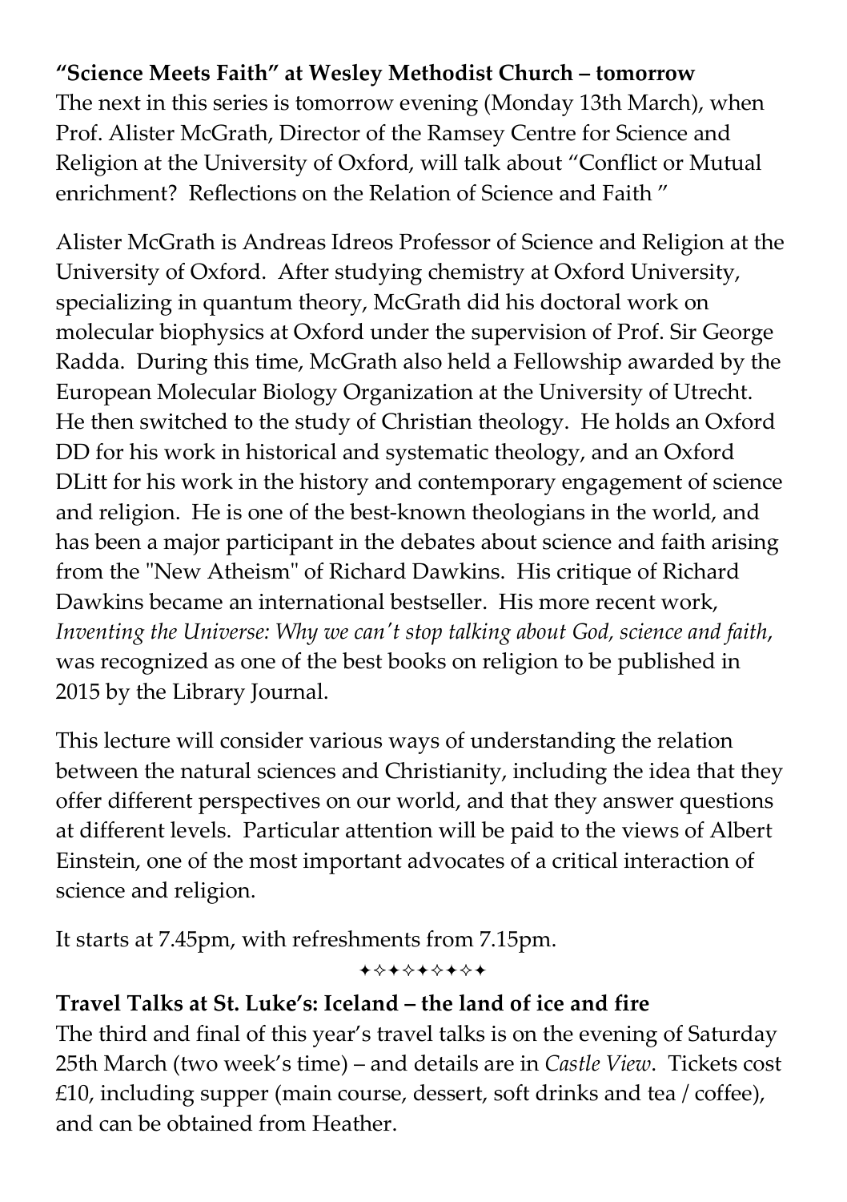**"Science Meets Faith" at Wesley Methodist Church – tomorrow**
The next in this series is tomorrow evening (Monday 13th March), when Prof. Alister McGrath, Director of the Ramsey Centre for Science and Religion at the University of Oxford, will talk about "Conflict or Mutual enrichment? Reflections on the Relation of Science and Faith "

Alister McGrath is Andreas Idreos Professor of Science and Religion at the University of Oxford. After studying chemistry at Oxford University, specializing in quantum theory, McGrath did his doctoral work on molecular biophysics at Oxford under the supervision of Prof. Sir George Radda. During this time, McGrath also held a Fellowship awarded by the European Molecular Biology Organization at the University of Utrecht. He then switched to the study of Christian theology. He holds an Oxford DD for his work in historical and systematic theology, and an Oxford DLitt for his work in the history and contemporary engagement of science and religion. He is one of the best-known theologians in the world, and has been a major participant in the debates about science and faith arising from the "New Atheism" of Richard Dawkins. His critique of Richard Dawkins became an international bestseller. His more recent work, *Inventing the Universe: Why we can't stop talking about God, science and faith*, was recognized as one of the best books on religion to be published in 2015 by the Library Journal.

This lecture will consider various ways of understanding the relation between the natural sciences and Christianity, including the idea that they offer different perspectives on our world, and that they answer questions at different levels. Particular attention will be paid to the views of Albert Einstein, one of the most important advocates of a critical interaction of science and religion.

It starts at 7.45pm, with refreshments from 7.15pm.

✦✧✦✧✦✦✧✦

**Travel Talks at St. Luke's: Iceland – the land of ice and fire**
The third and final of this year's travel talks is on the evening of Saturday 25th March (two week's time) – and details are in *Castle View*. Tickets cost £10, including supper (main course, dessert, soft drinks and tea / coffee), and can be obtained from Heather.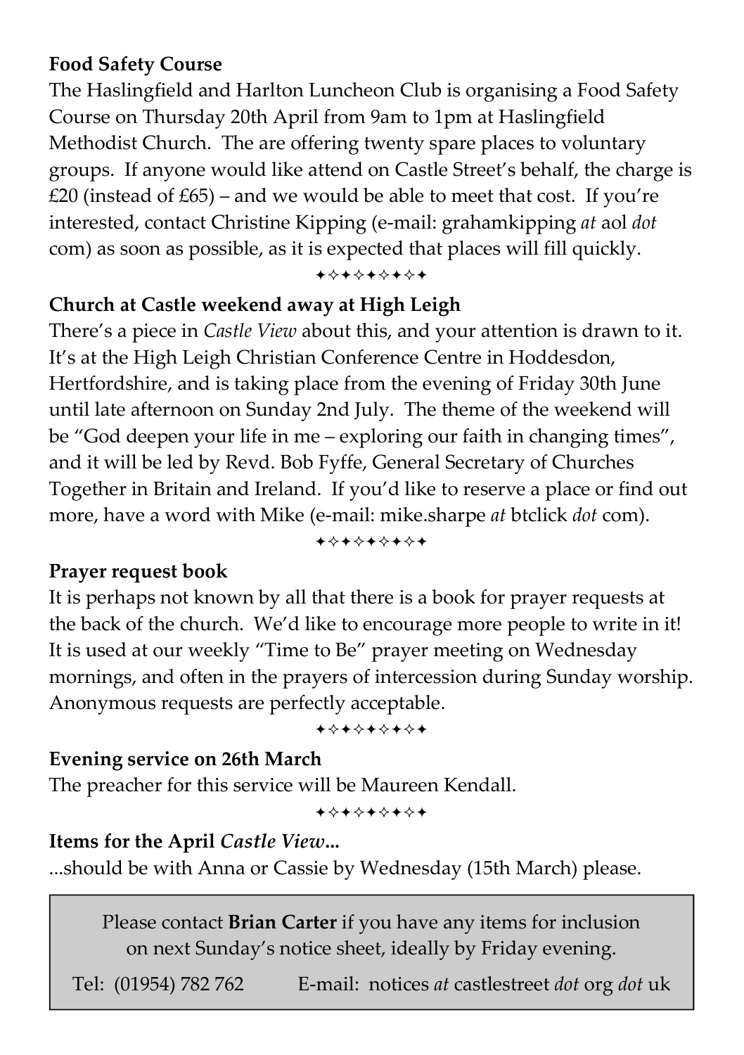**Food Safety Course**

The Haslingfield and Harlton Luncheon Club is organising a Food Safety Course on Thursday 20th April from 9am to 1pm at Haslingfield Methodist Church. The are offering twenty spare places to voluntary groups. If anyone would like attend on Castle Street's behalf, the charge is £20 (instead of £65) – and we would be able to meet that cost. If you're interested, contact Christine Kipping (e-mail: grahamkipping *at* aol *dot* com) as soon as possible, as it is expected that places will fill quickly.

✦✧✦✧✦✧✦✧✦

**Church at Castle weekend away at High Leigh**

There's a piece in *Castle View* about this, and your attention is drawn to it. It's at the High Leigh Christian Conference Centre in Hoddesdon, Hertfordshire, and is taking place from the evening of Friday 30th June until late afternoon on Sunday 2nd July. The theme of the weekend will be "God deepen your life in me – exploring our faith in changing times", and it will be led by Revd. Bob Fyffe, General Secretary of Churches Together in Britain and Ireland. If you'd like to reserve a place or find out more, have a word with Mike (e-mail: mike.sharpe *at* btclick *dot* com).

✦✧✦✧✦✧✦✧✦

**Prayer request book**

It is perhaps not known by all that there is a book for prayer requests at the back of the church. We'd like to encourage more people to write in it! It is used at our weekly "Time to Be" prayer meeting on Wednesday mornings, and often in the prayers of intercession during Sunday worship. Anonymous requests are perfectly acceptable.

✦✧✦✧✦✧✦✧✦

**Evening service on 26th March**

The preacher for this service will be Maureen Kendall.

✦✧✦✧✦✧✦✧✦

**Items for the April *Castle View*...**

...should be with Anna or Cassie by Wednesday (15th March) please.

Please contact **Brian Carter** if you have any items for inclusion on next Sunday's notice sheet, ideally by Friday evening.

Tel: (01954) 782 762 E-mail: notices *at* castlestreet *dot* org *dot* uk